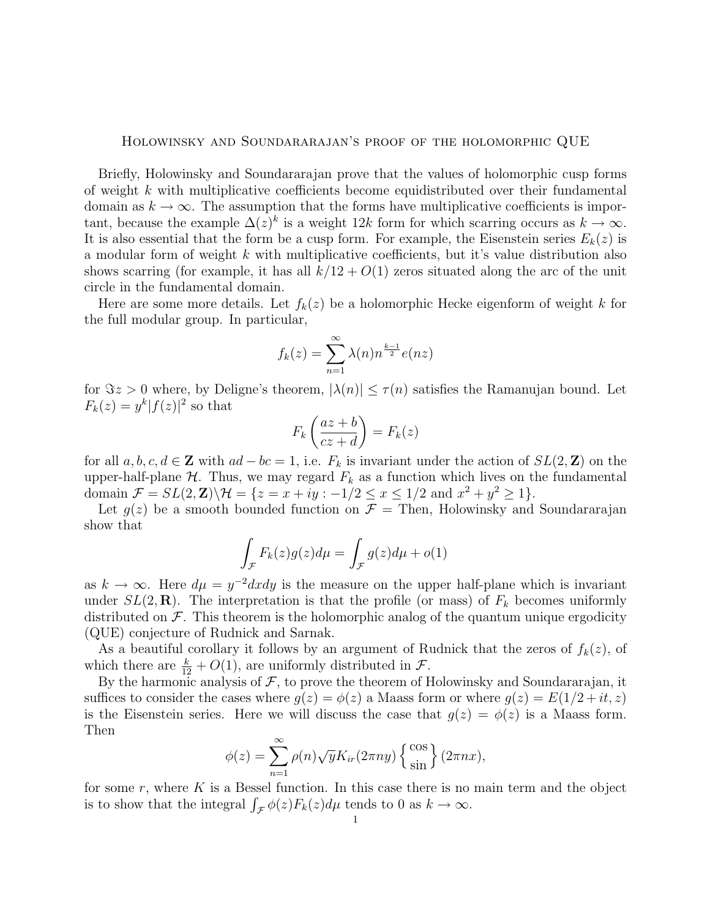# Holowinsky and Soundararajan's proof of the holomorphic QUE

Briefly, Holowinsky and Soundararajan prove that the values of holomorphic cusp forms of weight $k$ with multiplicative coefficients become equidistributed over their fundamental domain as $k \to \infty$. The assumption that the forms have multiplicative coefficients is important, because the example $\Delta(z)^k$ is a weight $12k$ form for which scarring occurs as $k \to \infty$. It is also essential that the form be a cusp form. For example, the Eisenstein series $E_k(z)$ is a modular form of weight $k$ with multiplicative coefficients, but it's value distribution also shows scarring (for example, it has all $k/12 + O(1)$ zeros situated along the arc of the unit circle in the fundamental domain.

Here are some more details. Let $f_k(z)$ be a holomorphic Hecke eigenform of weight $k$ for the full modular group. In particular,

$$f_k(z) = \sum_{n=1}^{\infty} \lambda(n) n^{\frac{k-1}{2}} e(nz)$$

for $\Im z > 0$ where, by Deligne's theorem, $|\lambda(n)| \leq \tau(n)$ satisfies the Ramanujan bound. Let $F_k(z) = y^k |f(z)|^2$ so that

$$F_k\left(\frac{az+b}{cz+d}\right) = F_k(z)$$

for all $a, b, c, d \in \mathbf{Z}$ with $ad - bc = 1$, i.e. $F_k$ is invariant under the action of $SL(2, \mathbf{Z})$ on the upper-half-plane $\mathcal{H}$. Thus, we may regard $F_k$ as a function which lives on the fundamental domain $\mathcal{F} = SL(2, \mathbf{Z}) \backslash \mathcal{H} = \{z = x + iy : -1/2 \leq x \leq 1/2 \text{ and } x^2 + y^2 \geq 1\}$.

Let $g(z)$ be a smooth bounded function on $\mathcal{F}$ = Then, Holowinsky and Soundararajan show that

$$\int_{\mathcal{F}} F_k(z) g(z) d\mu = \int_{\mathcal{F}} g(z) d\mu + o(1)$$

as $k \to \infty$. Here $d\mu = y^{-2} dx dy$ is the measure on the upper half-plane which is invariant under $SL(2, \mathbf{R})$. The interpretation is that the profile (or mass) of $F_k$ becomes uniformly distributed on $\mathcal{F}$. This theorem is the holomorphic analog of the quantum unique ergodicity (QUE) conjecture of Rudnick and Sarnak.

As a beautiful corollary it follows by an argument of Rudnick that the zeros of $f_k(z)$, of which there are $\frac{k}{12} + O(1)$, are uniformly distributed in $\mathcal{F}$.

By the harmonic analysis of $\mathcal{F}$, to prove the theorem of Holowinsky and Soundararajan, it suffices to consider the cases where $g(z) = \phi(z)$ a Maass form or where $g(z) = E(1/2 + it, z)$ is the Eisenstein series. Here we will discuss the case that $g(z) = \phi(z)$ is a Maass form. Then

$$\phi(z) = \sum_{n=1}^{\infty} \rho(n) \sqrt{y} K_{ir}(2\pi n y) \begin{Bmatrix} \cos \\ \sin \end{Bmatrix} (2\pi n x),$$

for some $r$, where $K$ is a Bessel function. In this case there is no main term and the object is to show that the integral $\int_{\mathcal{F}} \phi(z) F_k(z) d\mu$ tends to 0 as $k \to \infty$.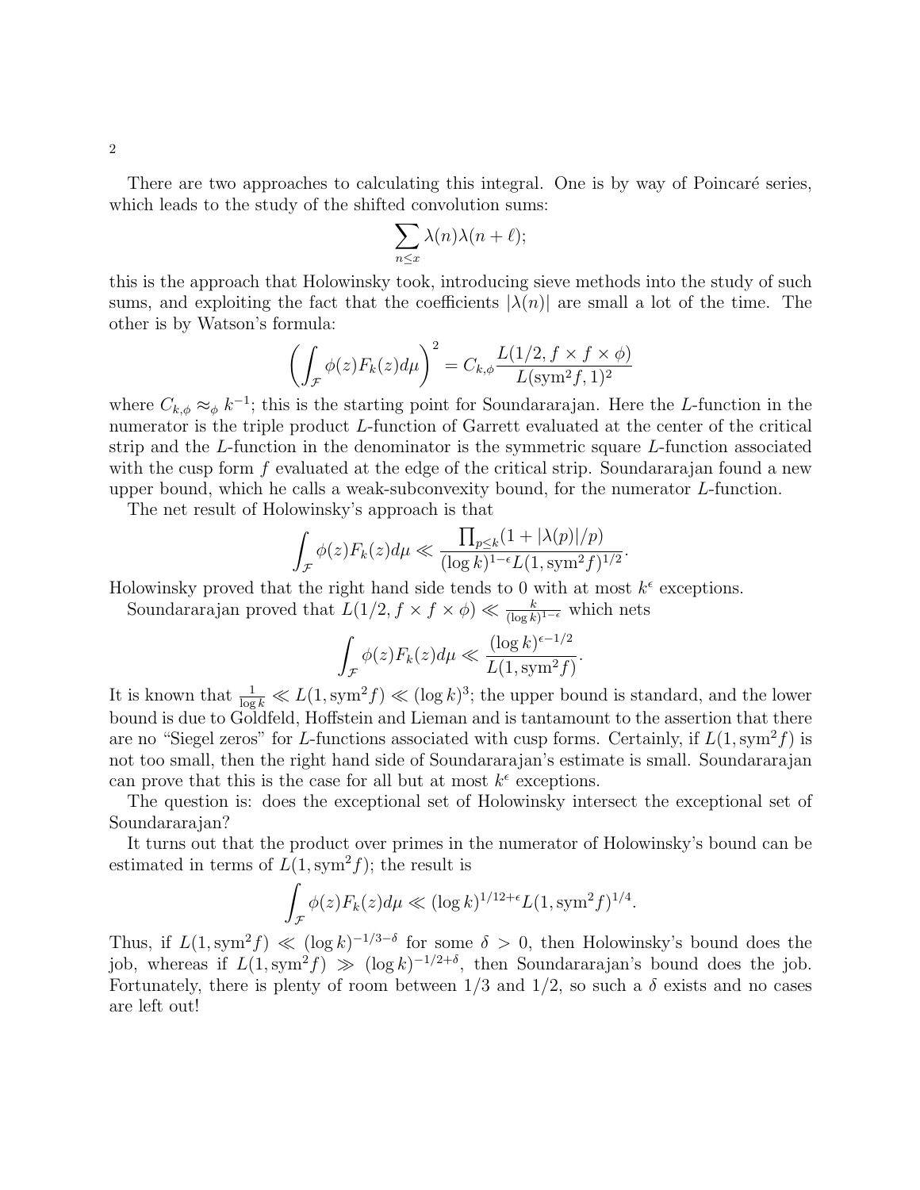There are two approaches to calculating this integral. One is by way of Poincaré series, which leads to the study of the shifted convolution sums:

$$\sum_{n \le x} \lambda(n)\lambda(n+\ell);$$

this is the approach that Holowinsky took, introducing sieve methods into the study of such sums, and exploiting the fact that the coefficients $|\lambda(n)|$ are small a lot of the time. The other is by Watson's formula:

$$\left( \int_{\mathcal{F}} \phi(z) F_k(z) d\mu \right)^2 = C_{k,\phi} \frac{L(1/2, f \times f \times \phi)}{L(\mathrm{sym}^2 f, 1)^2}$$

where $C_{k,\phi} \approx_\phi k^{-1}$; this is the starting point for Soundararajan. Here the $L$-function in the numerator is the triple product $L$-function of Garrett evaluated at the center of the critical strip and the $L$-function in the denominator is the symmetric square $L$-function associated with the cusp form $f$ evaluated at the edge of the critical strip. Soundararajan found a new upper bound, which he calls a weak-subconvexity bound, for the numerator $L$-function.

The net result of Holowinsky's approach is that

$$\int_{\mathcal{F}} \phi(z) F_k(z) d\mu \ll \frac{\prod_{p \le k}(1 + |\lambda(p)|/p)}{(\log k)^{1-\epsilon} L(1, \mathrm{sym}^2 f)^{1/2}}.$$

Holowinsky proved that the right hand side tends to 0 with at most $k^\epsilon$ exceptions.

Soundararajan proved that $L(1/2, f \times f \times \phi) \ll \frac{k}{(\log k)^{1-\epsilon}}$ which nets

$$\int_{\mathcal{F}} \phi(z) F_k(z) d\mu \ll \frac{(\log k)^{\epsilon - 1/2}}{L(1, \mathrm{sym}^2 f)}.$$

It is known that $\frac{1}{\log k} \ll L(1, \mathrm{sym}^2 f) \ll (\log k)^3$; the upper bound is standard, and the lower bound is due to Goldfeld, Hoffstein and Lieman and is tantamount to the assertion that there are no "Siegel zeros" for $L$-functions associated with cusp forms. Certainly, if $L(1, \mathrm{sym}^2 f)$ is not too small, then the right hand side of Soundararajan's estimate is small. Soundararajan can prove that this is the case for all but at most $k^\epsilon$ exceptions.

The question is: does the exceptional set of Holowinsky intersect the exceptional set of Soundararajan?

It turns out that the product over primes in the numerator of Holowinsky's bound can be estimated in terms of $L(1, \mathrm{sym}^2 f)$; the result is

$$\int_{\mathcal{F}} \phi(z) F_k(z) d\mu \ll (\log k)^{1/12+\epsilon} L(1, \mathrm{sym}^2 f)^{1/4}.$$

Thus, if $L(1, \mathrm{sym}^2 f) \ll (\log k)^{-1/3-\delta}$ for some $\delta > 0$, then Holowinsky's bound does the job, whereas if $L(1, \mathrm{sym}^2 f) \gg (\log k)^{-1/2+\delta}$, then Soundararajan's bound does the job. Fortunately, there is plenty of room between 1/3 and 1/2, so such a $\delta$ exists and no cases are left out!